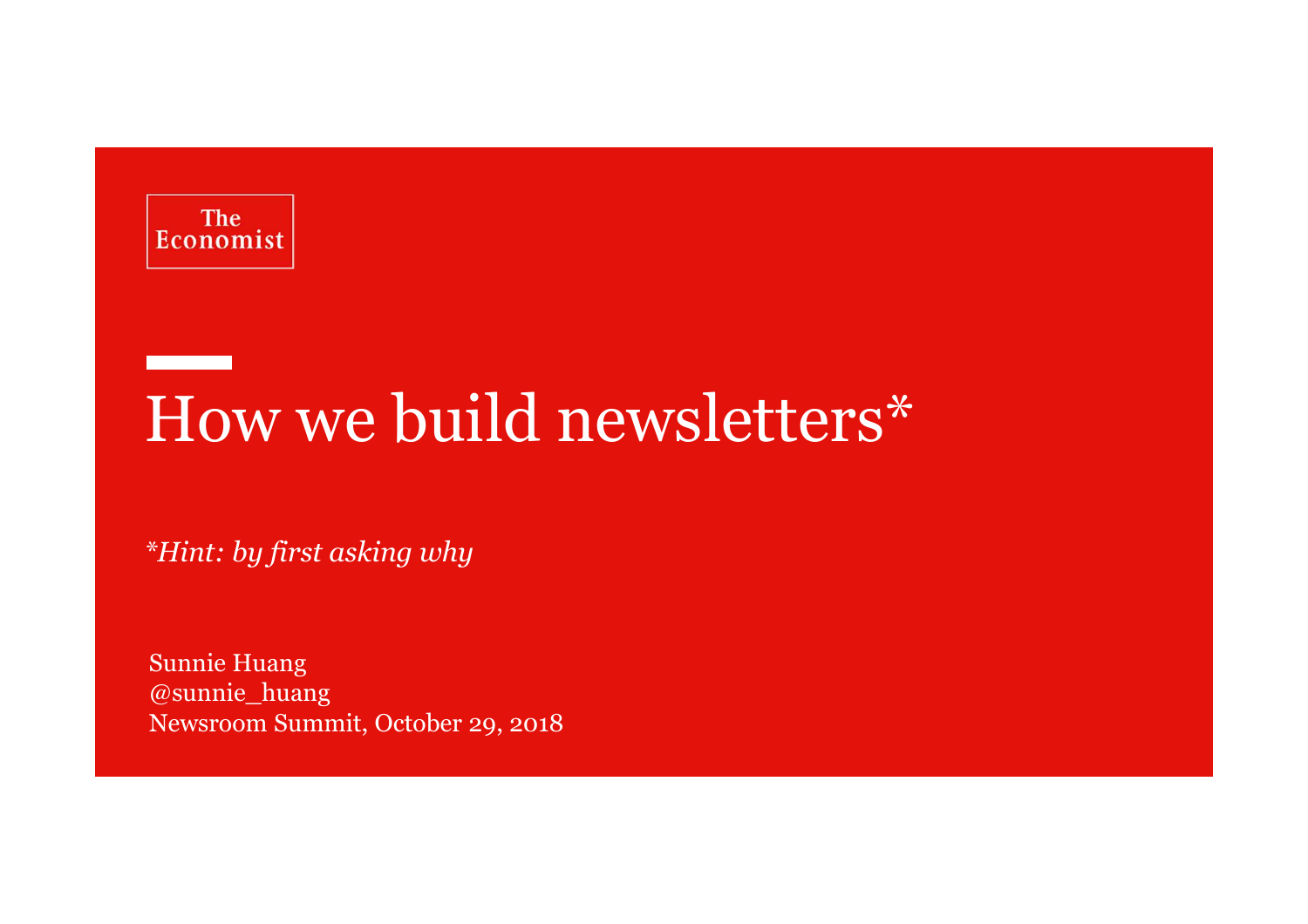The Economist

# How we build newsletters*

*\*Hint: by first asking why*

Sunnie Huang
@sunnie_huang
Newsroom Summit, October 29, 2018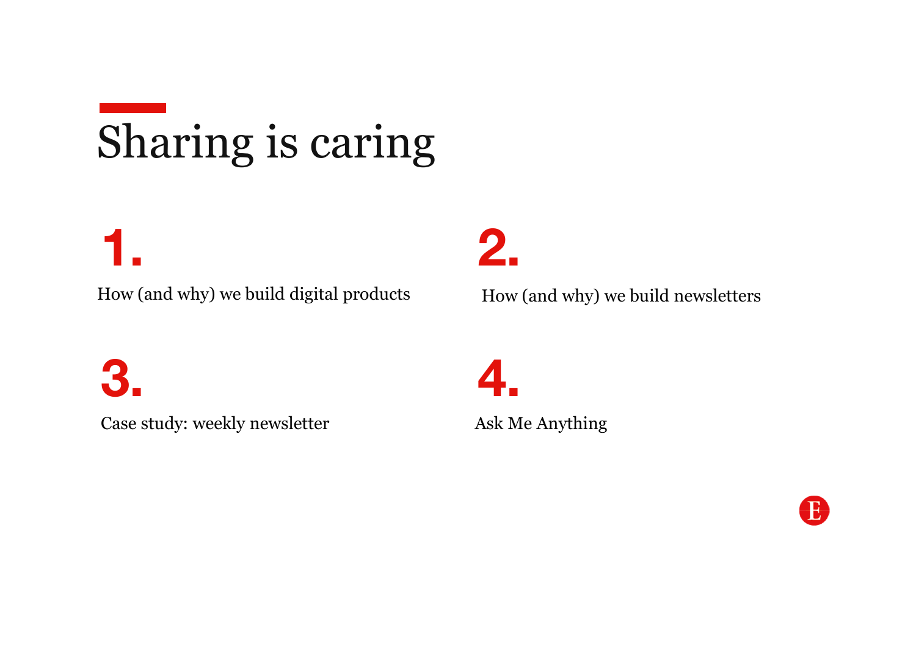# Sharing is caring

**1.**

How (and why) we build digital products

**2.**

How (and why) we build newsletters

**3.**

Case study: weekly newsletter

**4.**

Ask Me Anything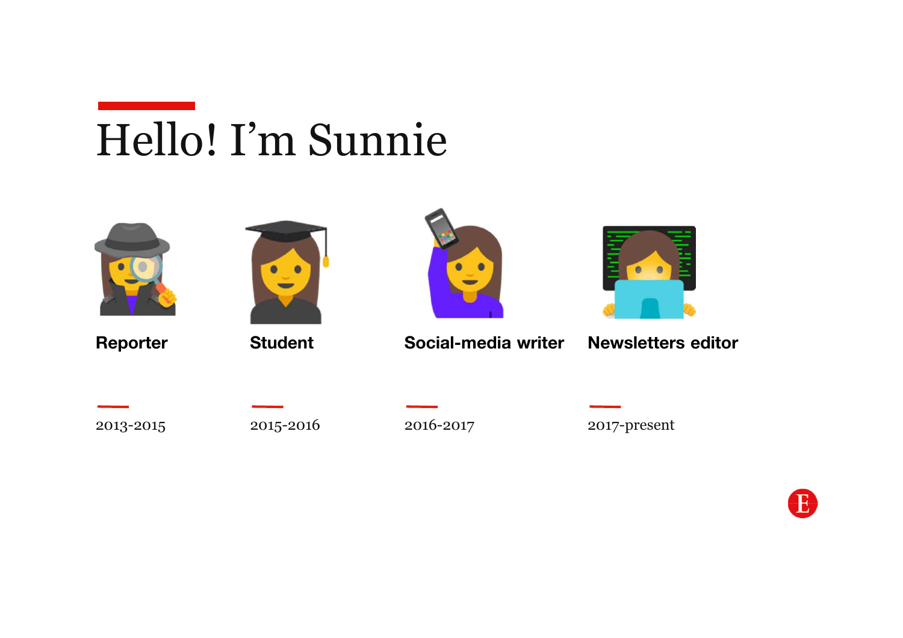# Hello! I'm Sunnie

**Reporter**

2013-2015

**Student**

2015-2016

**Social-media writer**

2016-2017

**Newsletters editor**

2017-present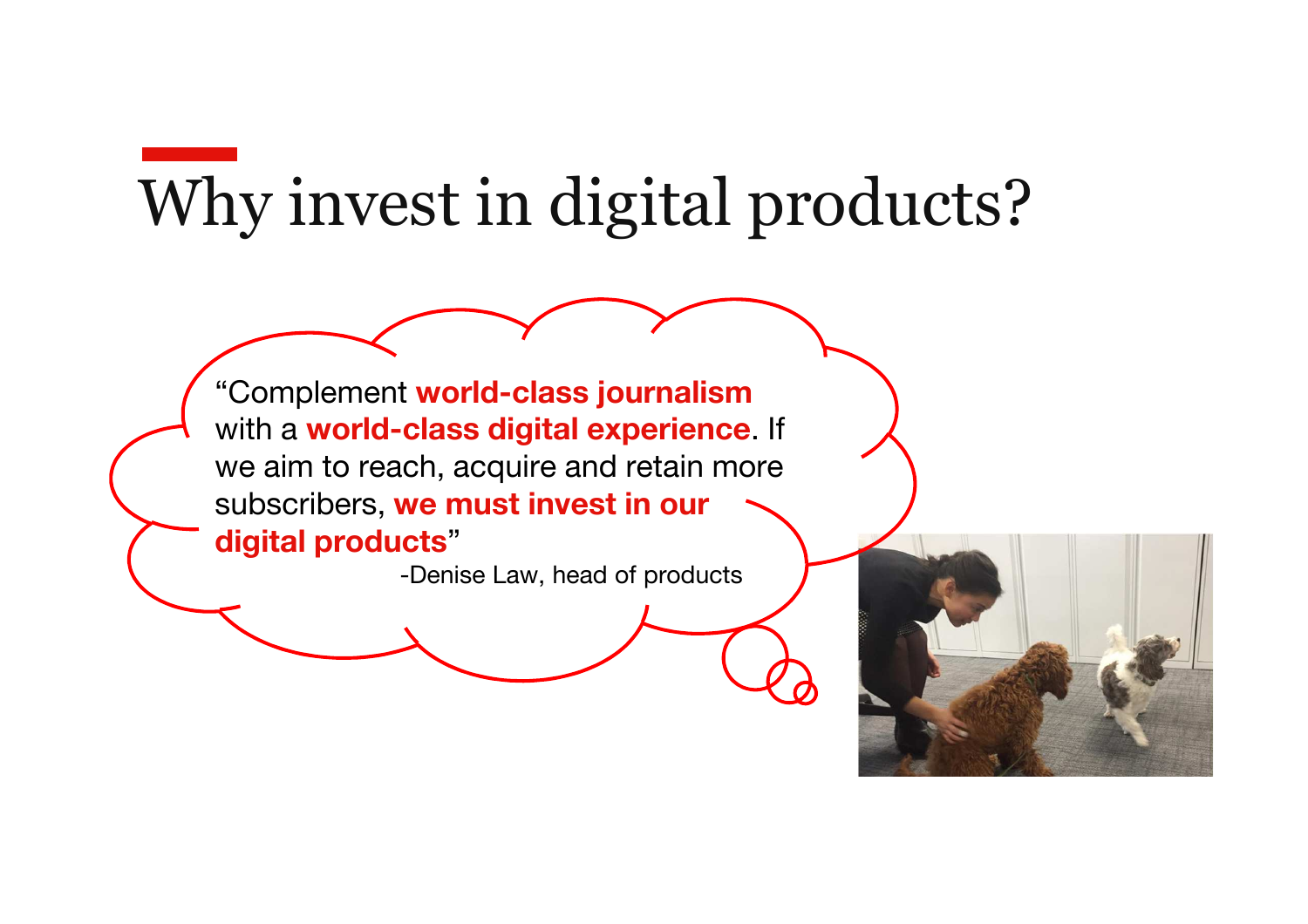# Why invest in digital products?

"Complement **world-class journalism** with a **world-class digital experience**. If we aim to reach, acquire and retain more subscribers, **we must invest in our digital products**"

-Denise Law, head of products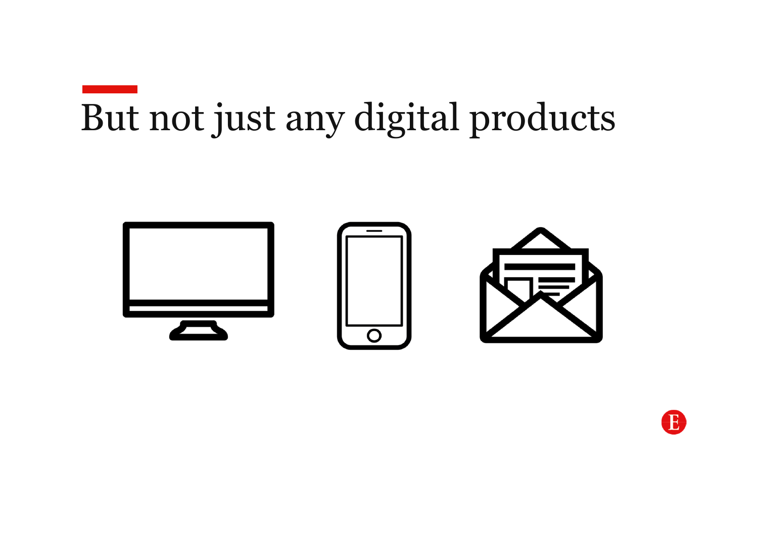# But not just any digital products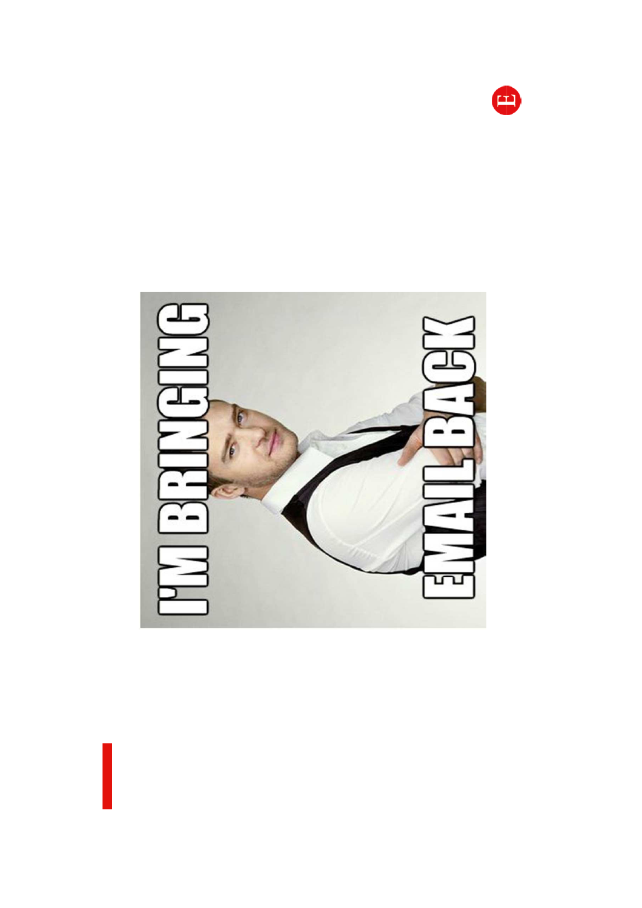I'M BRINGING EMAIL BACK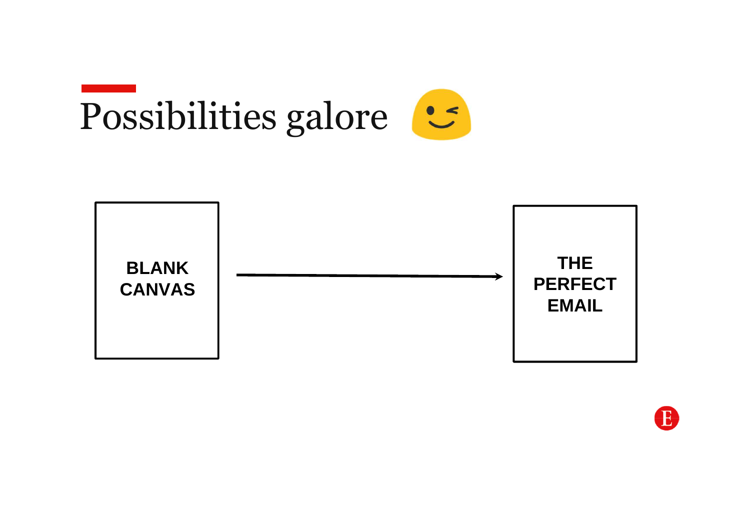# Possibilities galore 😉

BLANK CANVAS → THE PERFECT EMAIL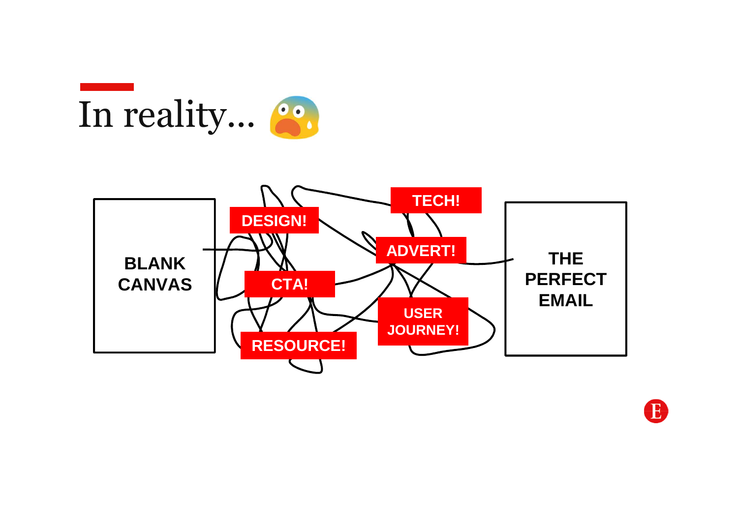# In reality... 😨

BLANK CANVAS

DESIGN!

TECH!

ADVERT!

CTA!

USER JOURNEY!

RESOURCE!

THE PERFECT EMAIL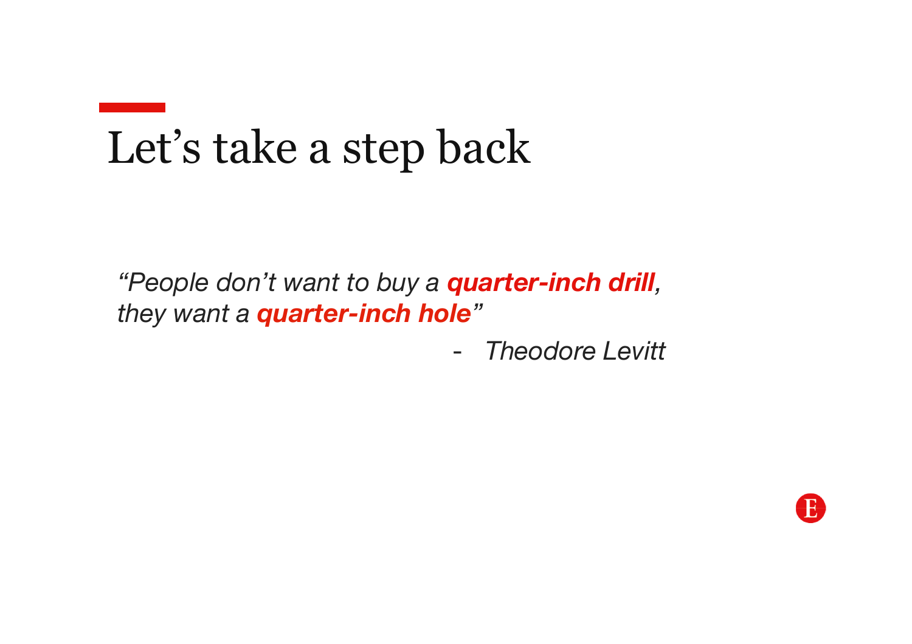# Let's take a step back

*"People don't want to buy a **quarter-inch drill**, they want a **quarter-inch hole**"*

- *Theodore Levitt*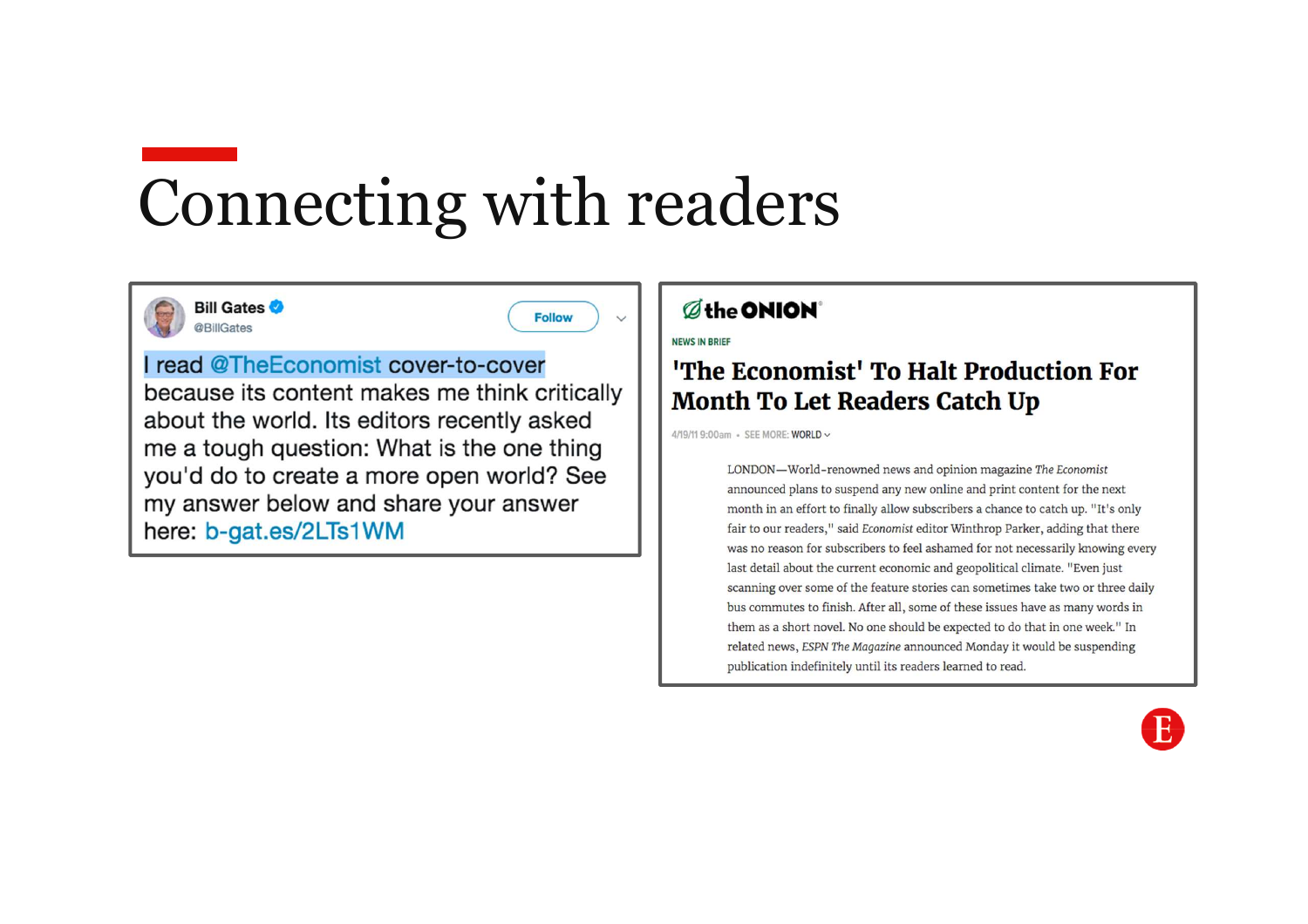# Connecting with readers

**Bill Gates** @BillGates

Follow

I read @TheEconomist cover-to-cover because its content makes me think critically about the world. Its editors recently asked me a tough question: What is the one thing you'd do to create a more open world? See my answer below and share your answer here: b-gat.es/2LTs1WM

**the ONION**

NEWS IN BRIEF

## 'The Economist' To Halt Production For Month To Let Readers Catch Up

4/19/11 9:00am • SEE MORE: WORLD

LONDON—World-renowned news and opinion magazine *The Economist* announced plans to suspend any new online and print content for the next month in an effort to finally allow subscribers a chance to catch up. "It's only fair to our readers," said *Economist* editor Winthrop Parker, adding that there was no reason for subscribers to feel ashamed for not necessarily knowing every last detail about the current economic and geopolitical climate. "Even just scanning over some of the feature stories can sometimes take two or three daily bus commutes to finish. After all, some of these issues have as many words in them as a short novel. No one should be expected to do that in one week." In related news, *ESPN The Magazine* announced Monday it would be suspending publication indefinitely until its readers learned to read.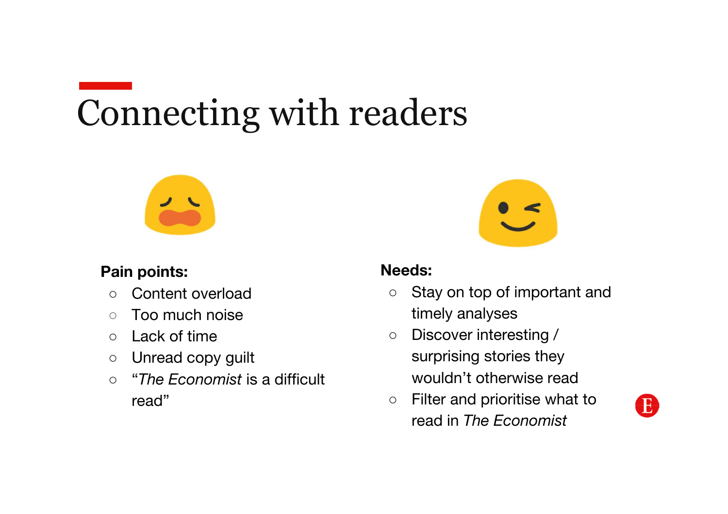# Connecting with readers

**Pain points:**

- Content overload
- Too much noise
- Lack of time
- Unread copy guilt
- "*The Economist* is a difficult read"

**Needs:**

- Stay on top of important and timely analyses
- Discover interesting / surprising stories they wouldn't otherwise read
- Filter and prioritise what to read in *The Economist*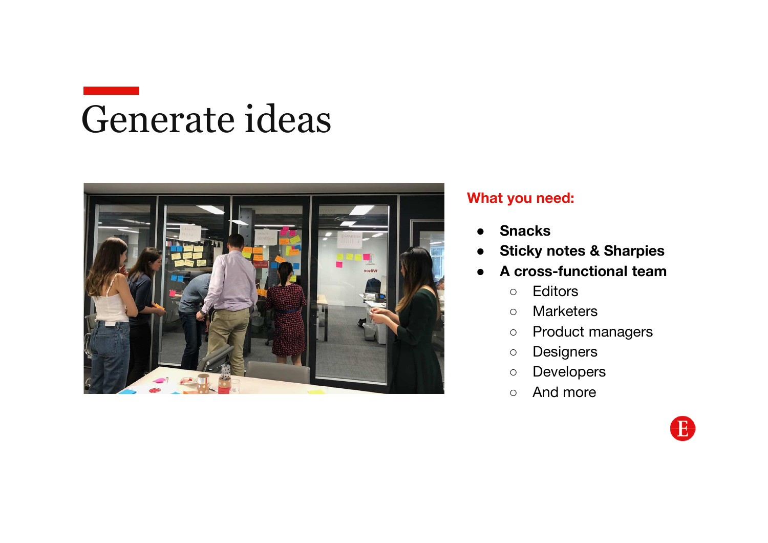# Generate ideas

**What you need:**

- **Snacks**
- **Sticky notes & Sharpies**
- **A cross-functional team**
  - Editors
  - Marketers
  - Product managers
  - Designers
  - Developers
  - And more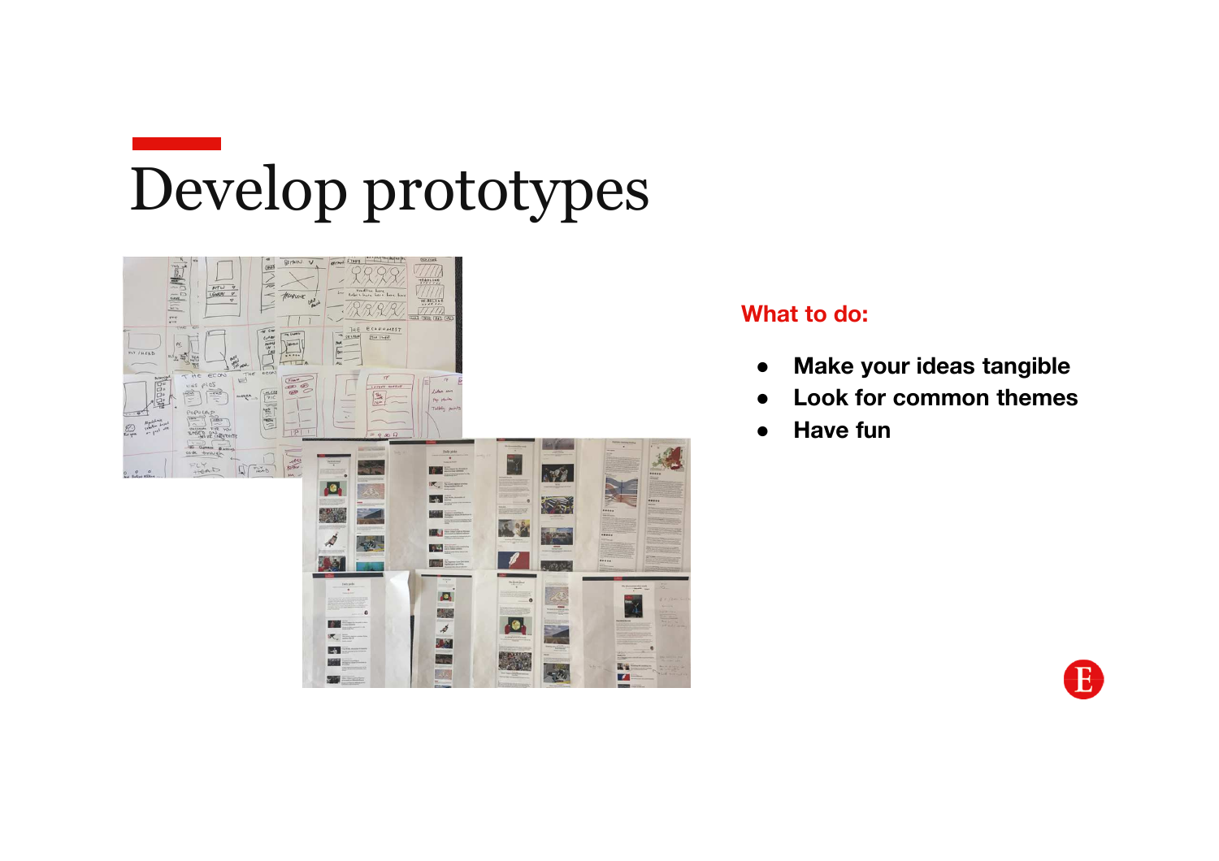# Develop prototypes

**What to do:**

- **Make your ideas tangible**
- **Look for common themes**
- **Have fun**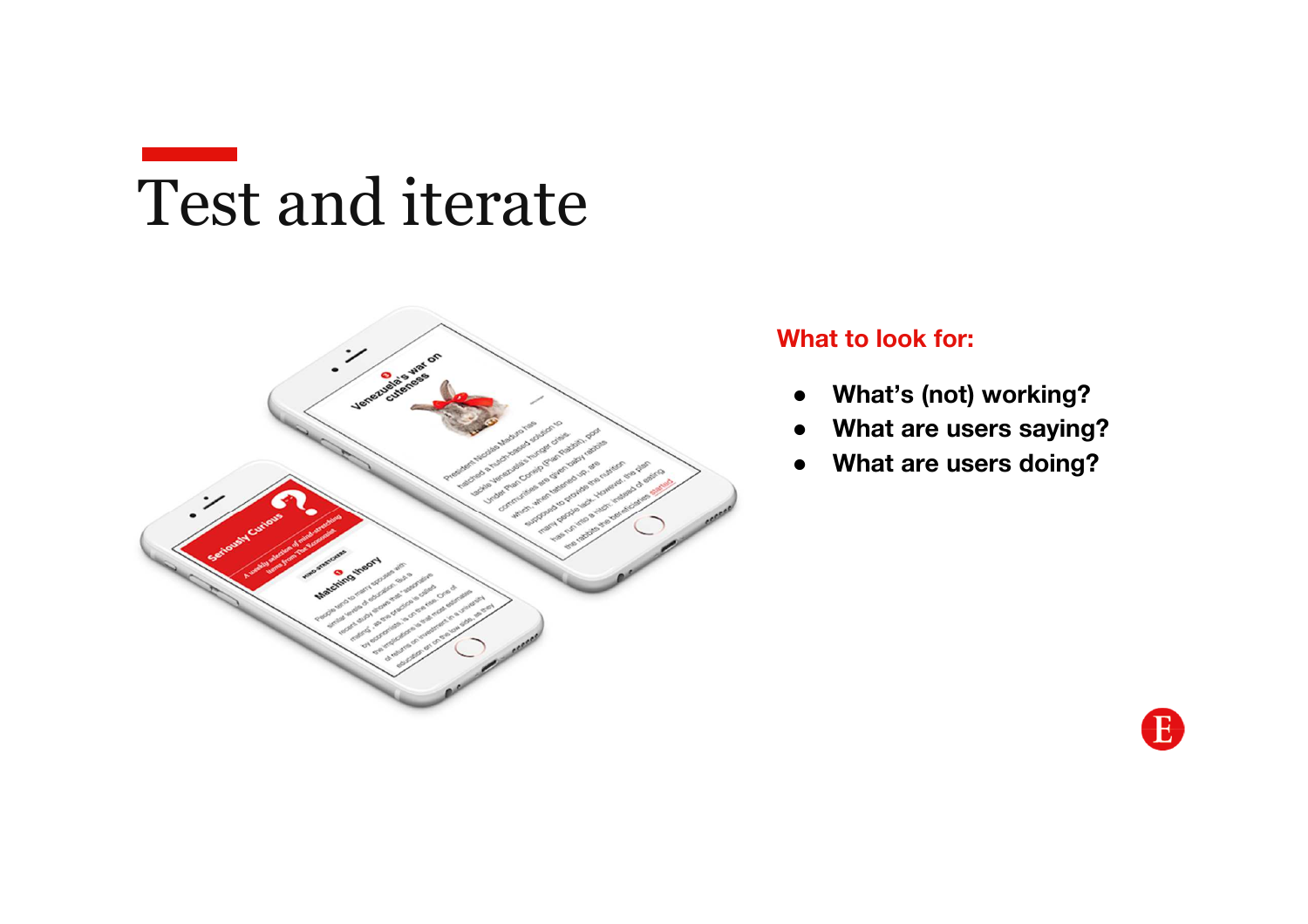# Test and iterate

**What to look for:**

- **What's (not) working?**
- **What are users saying?**
- **What are users doing?**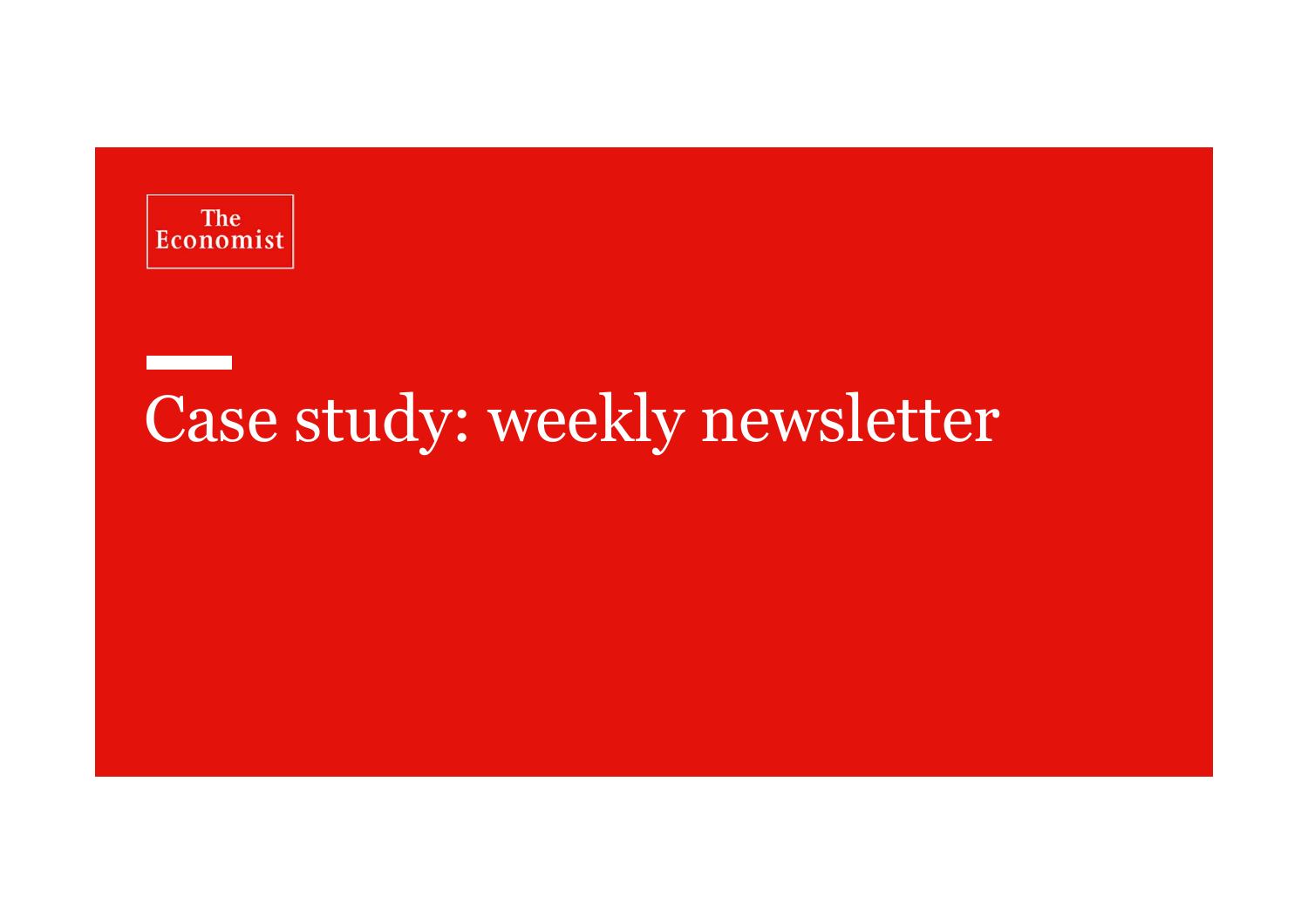The Economist

# Case study: weekly newsletter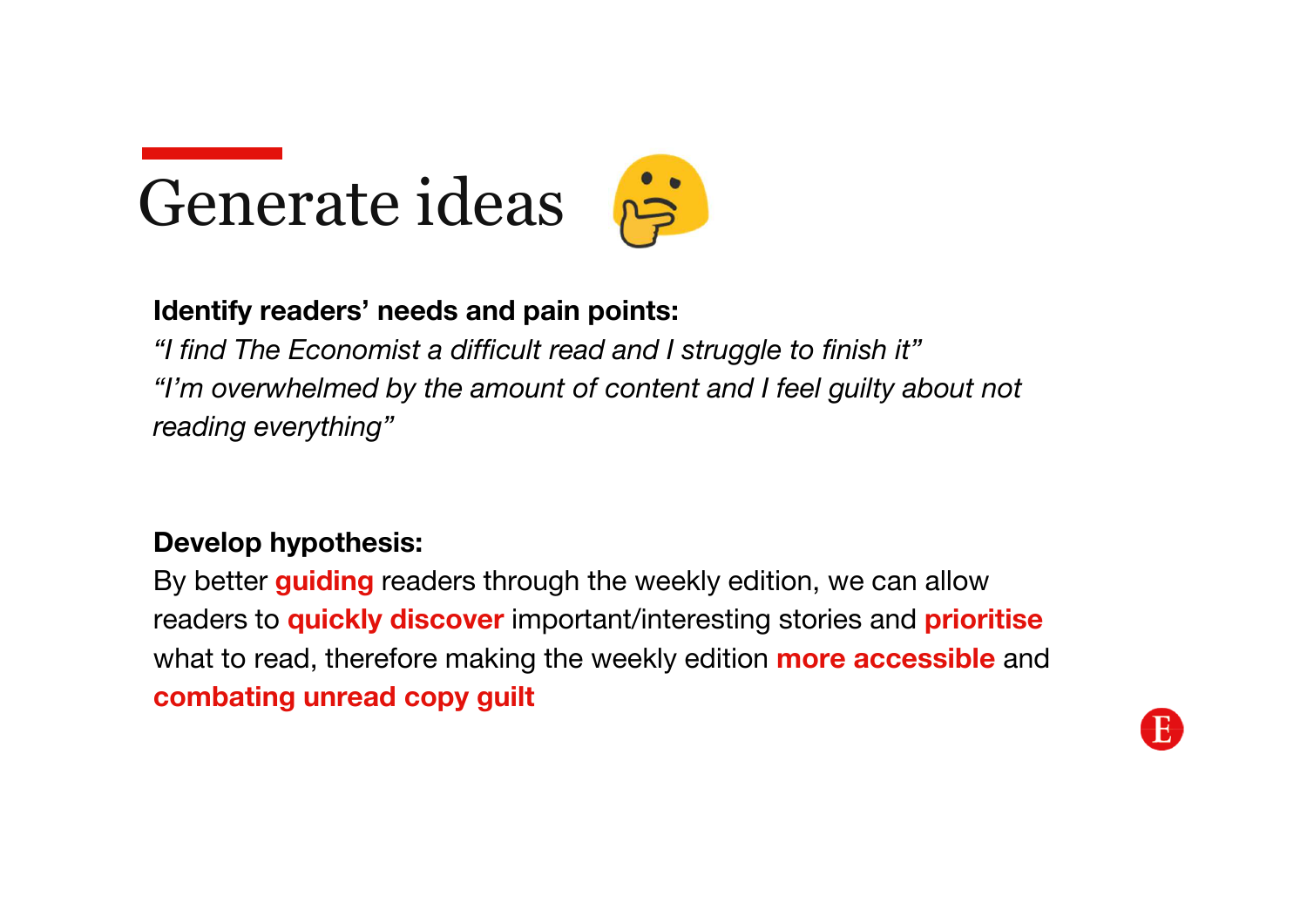# Generate ideas 🤔

**Identify readers' needs and pain points:**

*"I find The Economist a difficult read and I struggle to finish it"*
*"I'm overwhelmed by the amount of content and I feel guilty about not reading everything"*

**Develop hypothesis:**

By better **guiding** readers through the weekly edition, we can allow readers to **quickly discover** important/interesting stories and **prioritise** what to read, therefore making the weekly edition **more accessible** and **combating unread copy guilt**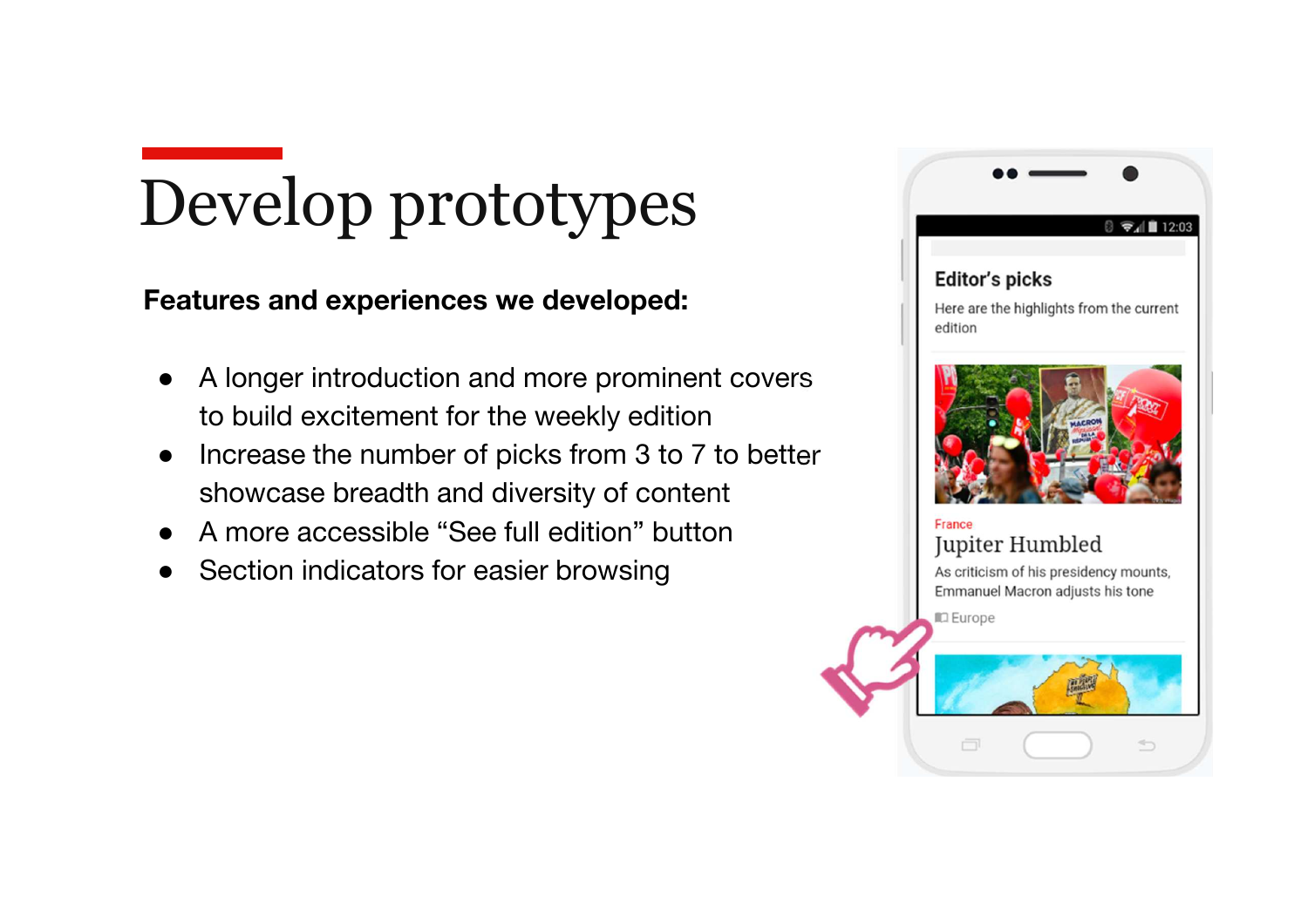# Develop prototypes

**Features and experiences we developed:**

- A longer introduction and more prominent covers to build excitement for the weekly edition
- Increase the number of picks from 3 to 7 to better showcase breadth and diversity of content
- A more accessible “See full edition” button
- Section indicators for easier browsing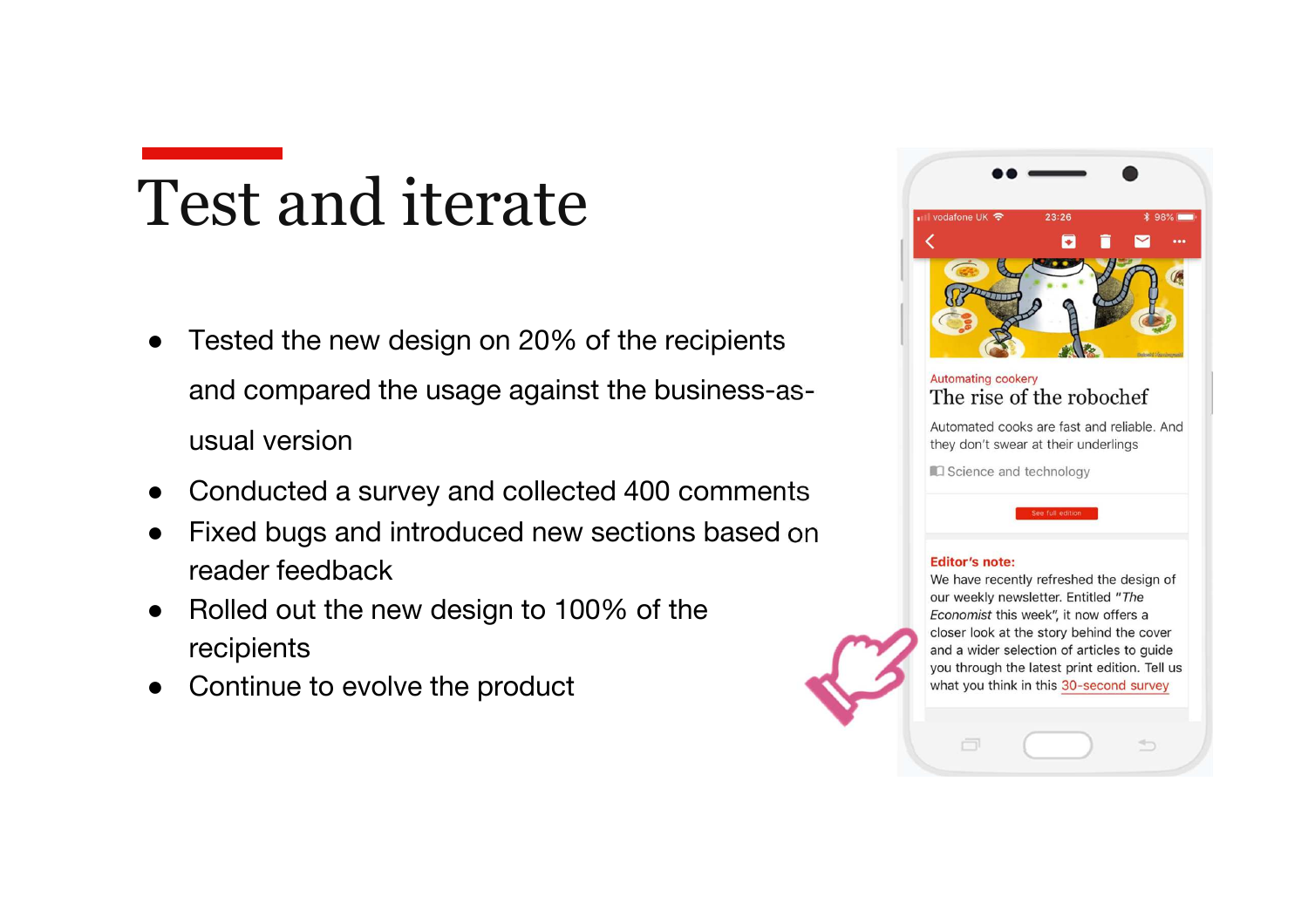# Test and iterate

- Tested the new design on 20% of the recipients and compared the usage against the business-as-usual version
- Conducted a survey and collected 400 comments
- Fixed bugs and introduced new sections based on reader feedback
- Rolled out the new design to 100% of the recipients
- Continue to evolve the product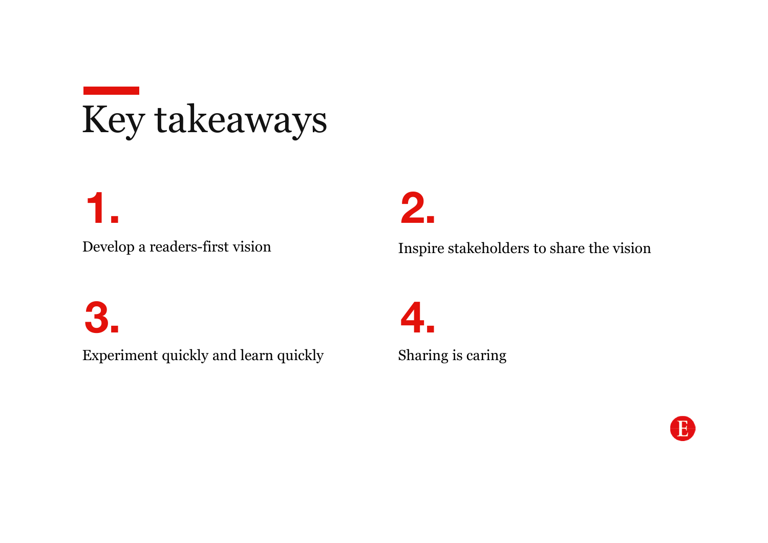# Key takeaways

1. Develop a readers-first vision

2. Inspire stakeholders to share the vision

3. Experiment quickly and learn quickly

4. Sharing is caring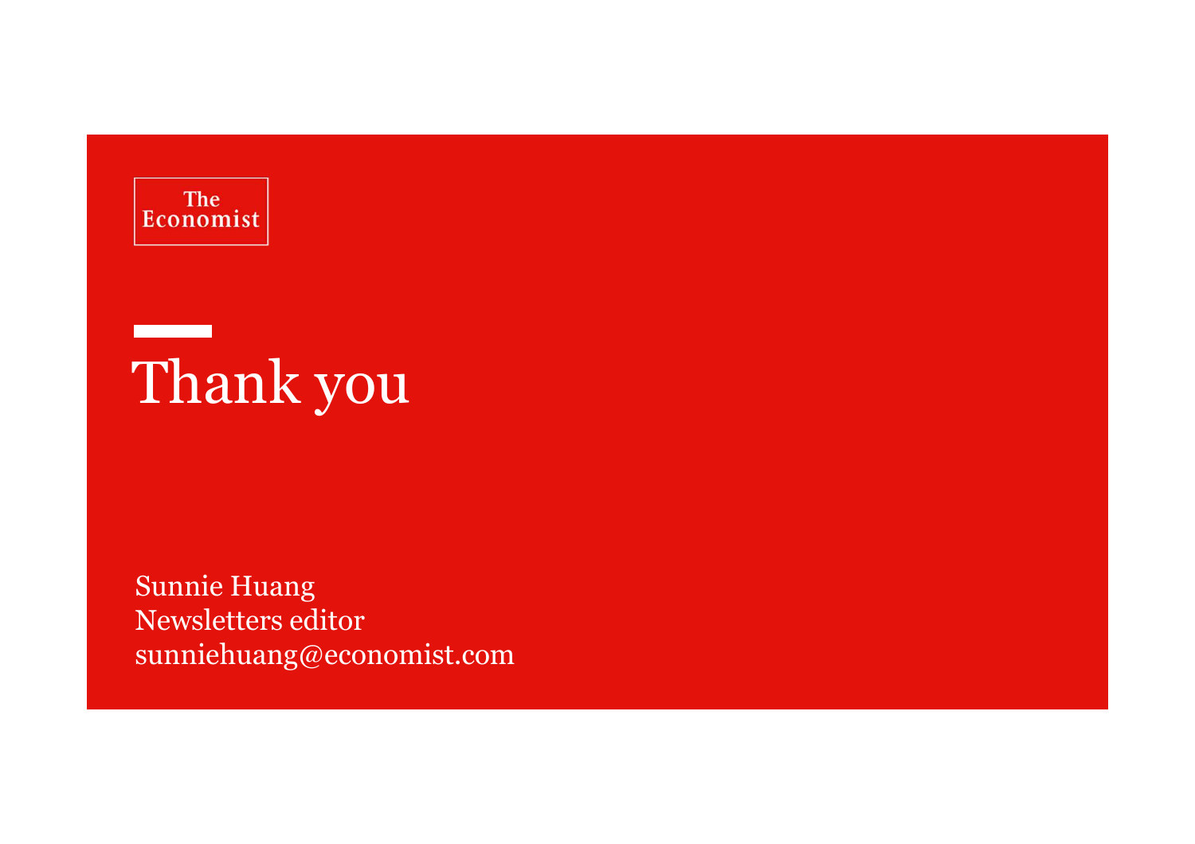The Economist

# Thank you

Sunnie Huang
Newsletters editor
sunniehuang@economist.com